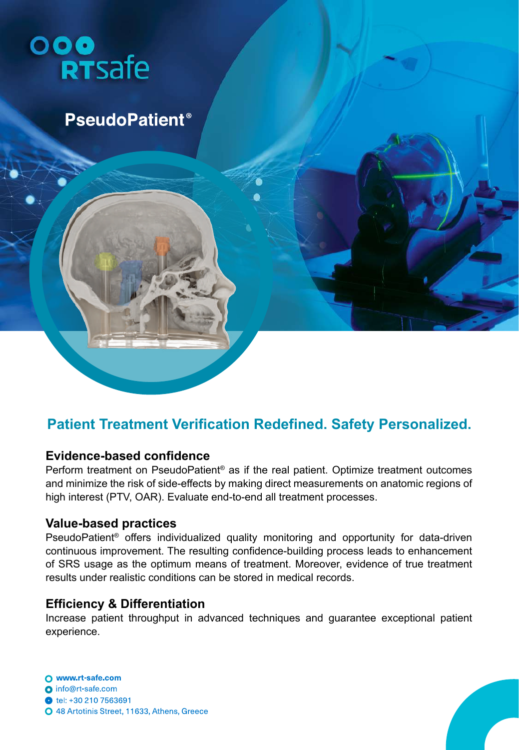RTsafe

# PseudoPatient®

## Patient Treatment Verification Redefined. Safety Personalized.

### Evidence-based confidence

Perform treatment on PseudoPatient® as if the real patient. Optimize treatment outcomes and minimize the risk of side-effects by making direct measurements on anatomic regions of high interest (PTV, OAR). Evaluate end-to-end all treatment processes.

### Value-based practices

PseudoPatient® offers individualized quality monitoring and opportunity for data-driven continuous improvement. The resulting confidence-building process leads to enhancement of SRS usage as the optimum means of treatment. Moreover, evidence of true treatment results under realistic conditions can be stored in medical records.

### Efficiency & Differentiation

Increase patient throughput in advanced techniques and guarantee exceptional patient experience.

- **www.rt-safe.com**
- info@rt-safe.com
- tel: +30 210 7563691
- 48 Artotinis Street, 11633, Athens, Greece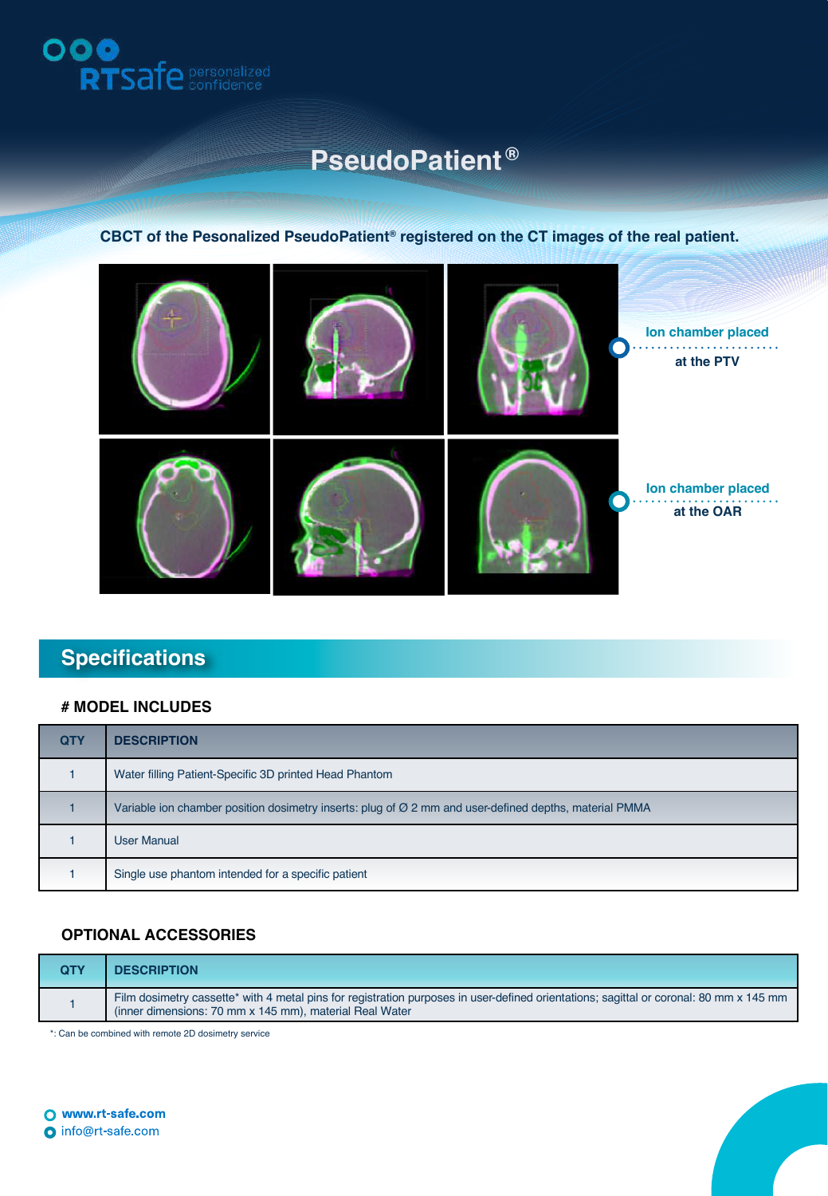# PseudoPatient®

CBCT of the Pesonalized PseudoPatient® registered on the CT images of the real patient.

Ion chamber placed at the PTV

Ion chamber placed at the OAR

## Specifications

### # MODEL INCLUDES

| QTY | DESCRIPTION |
|---|---|
| 1 | Water filling Patient-Specific 3D printed Head Phantom |
| 1 | Variable ion chamber position dosimetry inserts: plug of Ø 2 mm and user-defined depths, material PMMA |
| 1 | User Manual |
| 1 | Single use phantom intended for a specific patient |

### OPTIONAL ACCESSORIES

| QTY | DESCRIPTION |
|---|---|
| 1 | Film dosimetry cassette* with 4 metal pins for registration purposes in user-defined orientations; sagittal or coronal: 80 mm x 145 mm (inner dimensions: 70 mm x 145 mm), material Real Water |

*: Can be combined with remote 2D dosimetry service

www.rt-safe.com
info@rt-safe.com